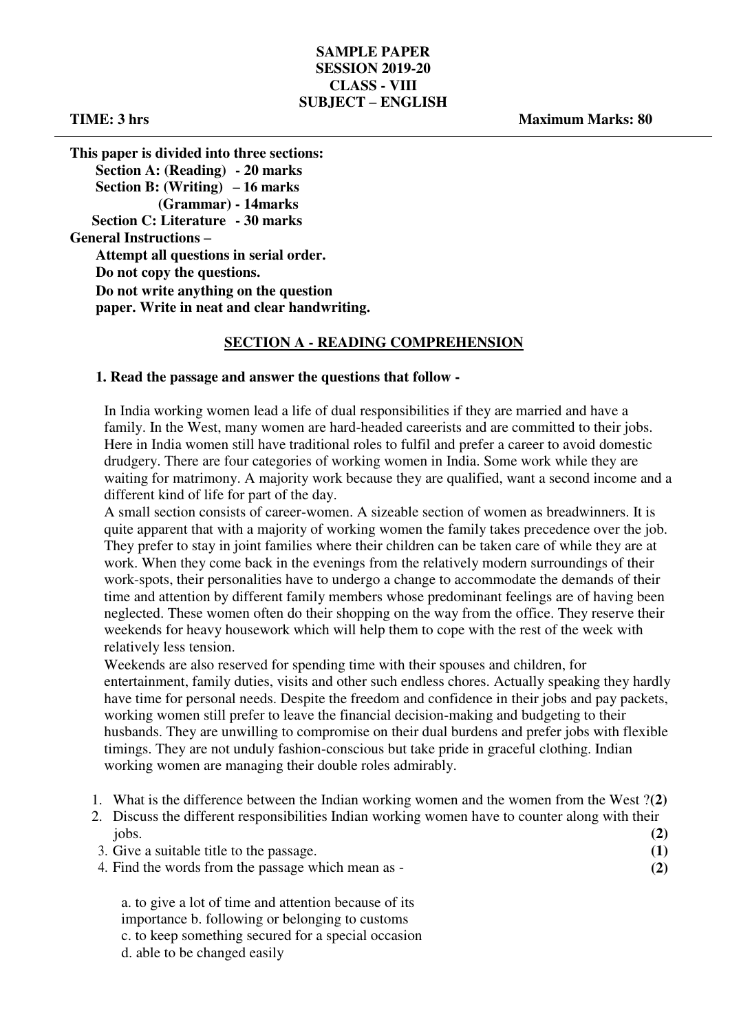**SAMPLE PAPER**
**SESSION 2019-20**
**CLASS - VIII**
**SUBJECT – ENGLISH**

**TIME: 3 hrs** **Maximum Marks: 80**

---

**This paper is divided into three sections:**

**Section A: (Reading) - 20 marks**
**Section B: (Writing) – 16 marks**
**(Grammar) - 14marks**
**Section C: Literature - 30 marks**

**General Instructions –**

**Attempt all questions in serial order.**
**Do not copy the questions.**
**Do not write anything on the question paper. Write in neat and clear handwriting.**

## SECTION A - READING COMPREHENSION

**1. Read the passage and answer the questions that follow -**

In India working women lead a life of dual responsibilities if they are married and have a family. In the West, many women are hard-headed careerists and are committed to their jobs. Here in India women still have traditional roles to fulfil and prefer a career to avoid domestic drudgery. There are four categories of working women in India. Some work while they are waiting for matrimony. A majority work because they are qualified, want a second income and a different kind of life for part of the day.

A small section consists of career-women. A sizeable section of women as breadwinners. It is quite apparent that with a majority of working women the family takes precedence over the job. They prefer to stay in joint families where their children can be taken care of while they are at work. When they come back in the evenings from the relatively modern surroundings of their work-spots, their personalities have to undergo a change to accommodate the demands of their time and attention by different family members whose predominant feelings are of having been neglected. These women often do their shopping on the way from the office. They reserve their weekends for heavy housework which will help them to cope with the rest of the week with relatively less tension.

Weekends are also reserved for spending time with their spouses and children, for entertainment, family duties, visits and other such endless chores. Actually speaking they hardly have time for personal needs. Despite the freedom and confidence in their jobs and pay packets, working women still prefer to leave the financial decision-making and budgeting to their husbands. They are unwilling to compromise on their dual burdens and prefer jobs with flexible timings. They are not unduly fashion-conscious but take pride in graceful clothing. Indian working women are managing their double roles admirably.

1. What is the difference between the Indian working women and the women from the West ? **(2)**
2. Discuss the different responsibilities Indian working women have to counter along with their jobs. **(2)**
3. Give a suitable title to the passage. **(1)**
4. Find the words from the passage which mean as - **(2)**

a. to give a lot of time and attention because of its importance
b. following or belonging to customs
c. to keep something secured for a special occasion
d. able to be changed easily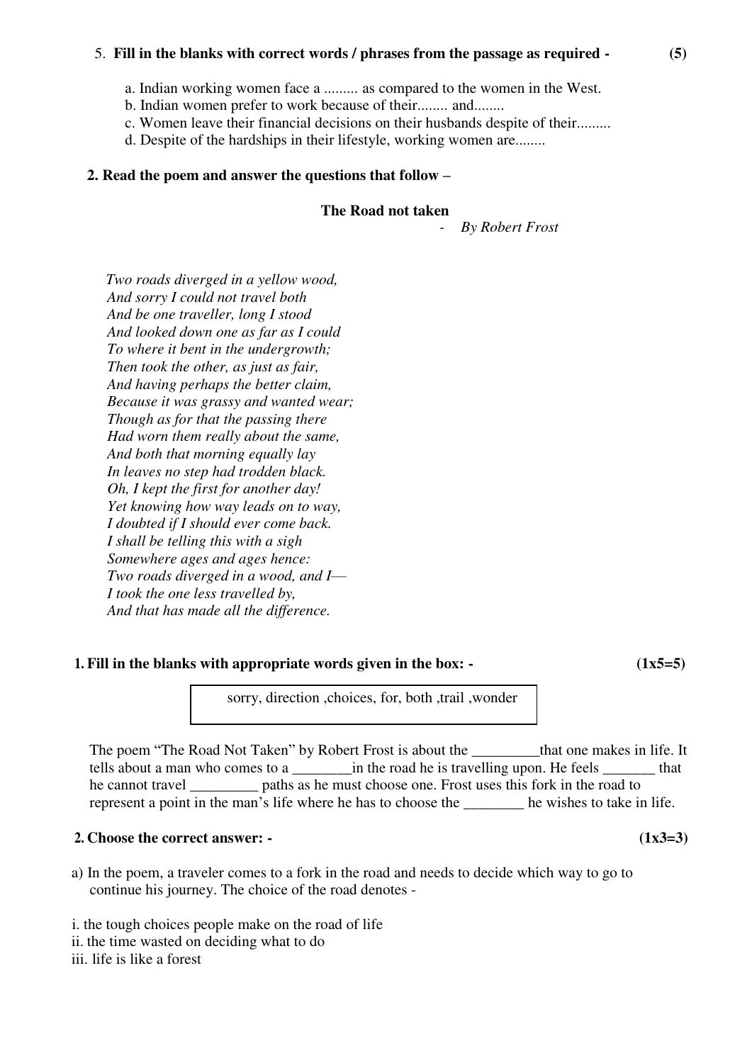5. **Fill in the blanks with correct words / phrases from the passage as required -** **(5)**

a. Indian working women face a ......... as compared to the women in the West.
b. Indian women prefer to work because of their........ and........
c. Women leave their financial decisions on their husbands despite of their.........
d. Despite of the hardships in their lifestyle, working women are........

**2. Read the poem and answer the questions that follow –**

**The Road not taken**

- *By Robert Frost*

*Two roads diverged in a yellow wood,*
*And sorry I could not travel both*
*And be one traveller, long I stood*
*And looked down one as far as I could*
*To where it bent in the undergrowth;*
*Then took the other, as just as fair,*
*And having perhaps the better claim,*
*Because it was grassy and wanted wear;*
*Though as for that the passing there*
*Had worn them really about the same,*
*And both that morning equally lay*
*In leaves no step had trodden black.*
*Oh, I kept the first for another day!*
*Yet knowing how way leads on to way,*
*I doubted if I should ever come back.*
*I shall be telling this with a sigh*
*Somewhere ages and ages hence:*
*Two roads diverged in a wood, and I—*
*I took the one less travelled by,*
*And that has made all the difference.*

1. **Fill in the blanks with appropriate words given in the box: -** **(1x5=5)**

| sorry, direction ,choices, for, both ,trail ,wonder |
|---|

The poem "The Road Not Taken" by Robert Frost is about the _________that one makes in life. It tells about a man who comes to a ________in the road he is travelling upon. He feels _______ that he cannot travel _________ paths as he must choose one. Frost uses this fork in the road to represent a point in the man's life where he has to choose the ________ he wishes to take in life.

2. **Choose the correct answer: -** **(1x3=3)**

a) In the poem, a traveler comes to a fork in the road and needs to decide which way to go to continue his journey. The choice of the road denotes -

i. the tough choices people make on the road of life
ii. the time wasted on deciding what to do
iii. life is like a forest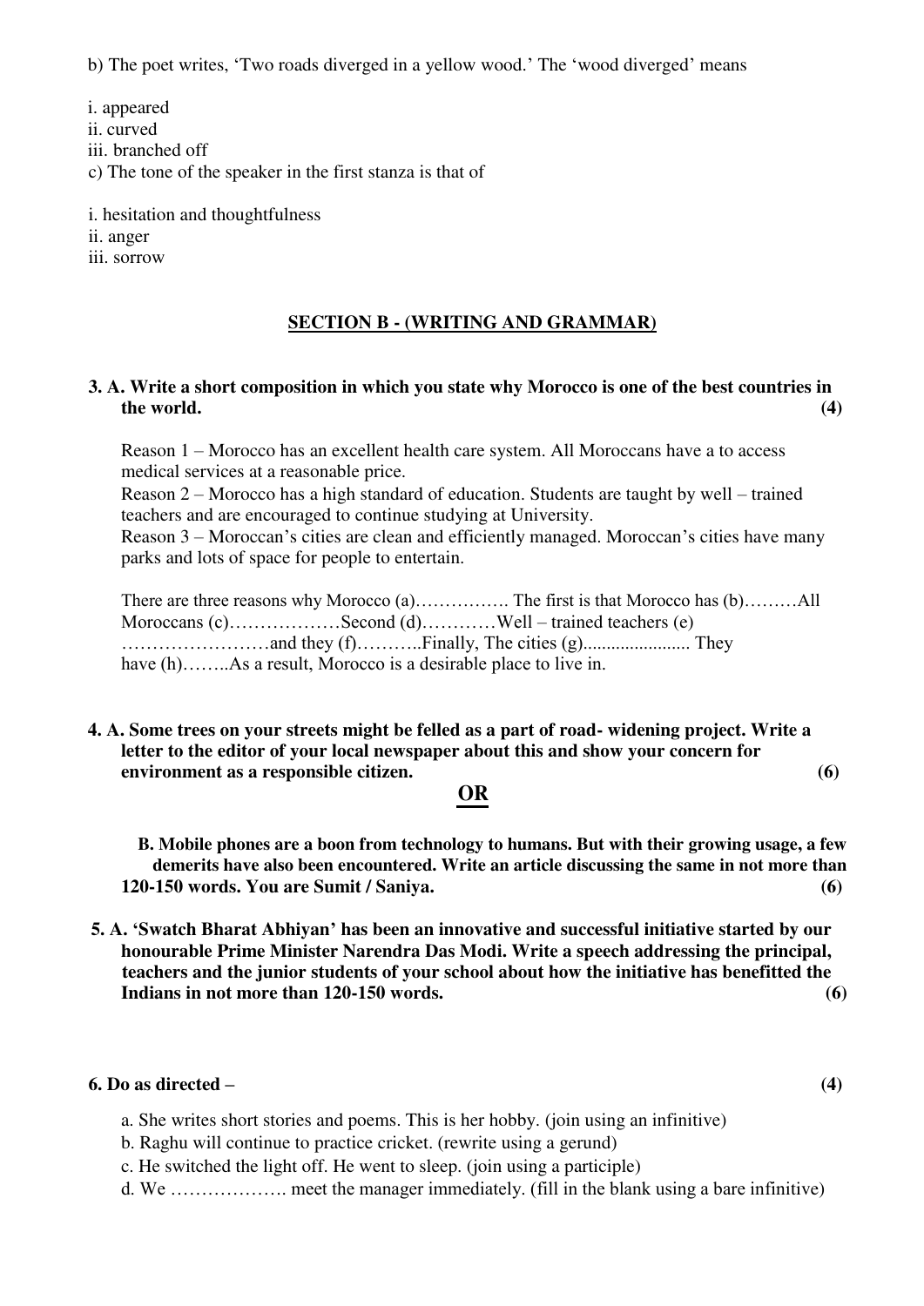b) The poet writes, 'Two roads diverged in a yellow wood.' The 'wood diverged' means

i. appeared
ii. curved
iii. branched off

c) The tone of the speaker in the first stanza is that of

i. hesitation and thoughtfulness
ii. anger
iii. sorrow

## SECTION B - (WRITING AND GRAMMAR)

**3. A. Write a short composition in which you state why Morocco is one of the best countries in the world. (4)**

Reason 1 – Morocco has an excellent health care system. All Moroccans have a to access medical services at a reasonable price.
Reason 2 – Morocco has a high standard of education. Students are taught by well – trained teachers and are encouraged to continue studying at University.
Reason 3 – Moroccan's cities are clean and efficiently managed. Moroccan's cities have many parks and lots of space for people to entertain.

There are three reasons why Morocco (a)……………. The first is that Morocco has (b)………All Moroccans (c)………………Second (d)…………Well – trained teachers (e) ……………………and they (f)………..Finally, The cities (g)...................... They have (h)……..As a result, Morocco is a desirable place to live in.

**4. A. Some trees on your streets might be felled as a part of road- widening project. Write a letter to the editor of your local newspaper about this and show your concern for environment as a responsible citizen. (6)**

**OR**

**B. Mobile phones are a boon from technology to humans. But with their growing usage, a few demerits have also been encountered. Write an article discussing the same in not more than 120-150 words. You are Sumit / Saniya. (6)**

**5. A. 'Swatch Bharat Abhiyan' has been an innovative and successful initiative started by our honourable Prime Minister Narendra Das Modi. Write a speech addressing the principal, teachers and the junior students of your school about how the initiative has benefitted the Indians in not more than 120-150 words. (6)**

**6. Do as directed – (4)**

a. She writes short stories and poems. This is her hobby. (join using an infinitive)
b. Raghu will continue to practice cricket. (rewrite using a gerund)
c. He switched the light off. He went to sleep. (join using a participle)
d. We ………………. meet the manager immediately. (fill in the blank using a bare infinitive)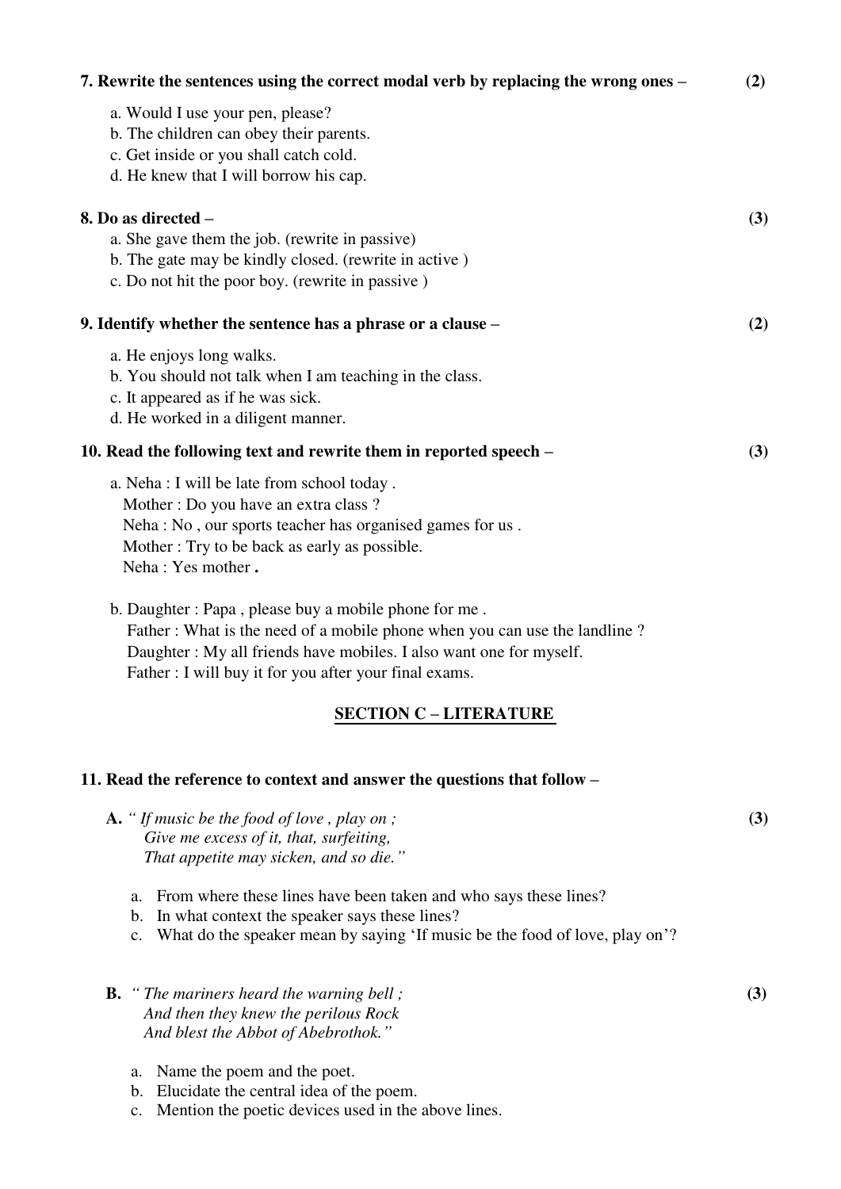**7. Rewrite the sentences using the correct modal verb by replacing the wrong ones – (2)**

a. Would I use your pen, please?
b. The children can obey their parents.
c. Get inside or you shall catch cold.
d. He knew that I will borrow his cap.

**8. Do as directed – (3)**

a. She gave them the job. (rewrite in passive)
b. The gate may be kindly closed. (rewrite in active )
c. Do not hit the poor boy. (rewrite in passive )

**9. Identify whether the sentence has a phrase or a clause – (2)**

a. He enjoys long walks.
b. You should not talk when I am teaching in the class.
c. It appeared as if he was sick.
d. He worked in a diligent manner.

**10. Read the following text and rewrite them in reported speech – (3)**

a. Neha : I will be late from school today .
Mother : Do you have an extra class ?
Neha : No , our sports teacher has organised games for us .
Mother : Try to be back as early as possible.
Neha : Yes mother **.**

b. Daughter : Papa , please buy a mobile phone for me .
Father : What is the need of a mobile phone when you can use the landline ?
Daughter : My all friends have mobiles. I also want one for myself.
Father : I will buy it for you after your final exams.

## SECTION C – LITERATURE

**11. Read the reference to context and answer the questions that follow –**

**A.** *" If music be the food of love , play on ;*
*Give me excess of it, that, surfeiting,*
*That appetite may sicken, and so die."* **(3)**

a. From where these lines have been taken and who says these lines?
b. In what context the speaker says these lines?
c. What do the speaker mean by saying 'If music be the food of love, play on'?

**B.** *" The mariners heard the warning bell ;*
*And then they knew the perilous Rock*
*And blest the Abbot of Abebrothok."* **(3)**

a. Name the poem and the poet.
b. Elucidate the central idea of the poem.
c. Mention the poetic devices used in the above lines.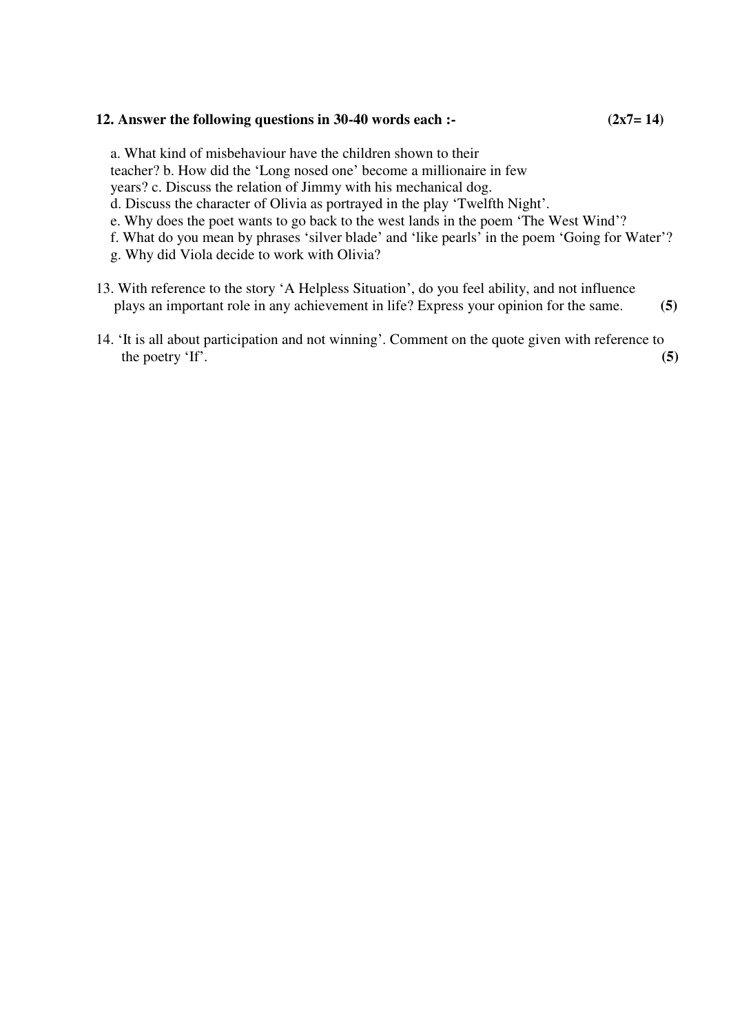**12. Answer the following questions in 30-40 words each :- (2x7= 14)**

a. What kind of misbehaviour have the children shown to their teacher?
b. How did the 'Long nosed one' become a millionaire in few years?
c. Discuss the relation of Jimmy with his mechanical dog.
d. Discuss the character of Olivia as portrayed in the play 'Twelfth Night'.
e. Why does the poet wants to go back to the west lands in the poem 'The West Wind'?
f. What do you mean by phrases 'silver blade' and 'like pearls' in the poem 'Going for Water'?
g. Why did Viola decide to work with Olivia?

13. With reference to the story 'A Helpless Situation', do you feel ability, and not influence plays an important role in any achievement in life? Express your opinion for the same. **(5)**

14. 'It is all about participation and not winning'. Comment on the quote given with reference to the poetry 'If'. **(5)**